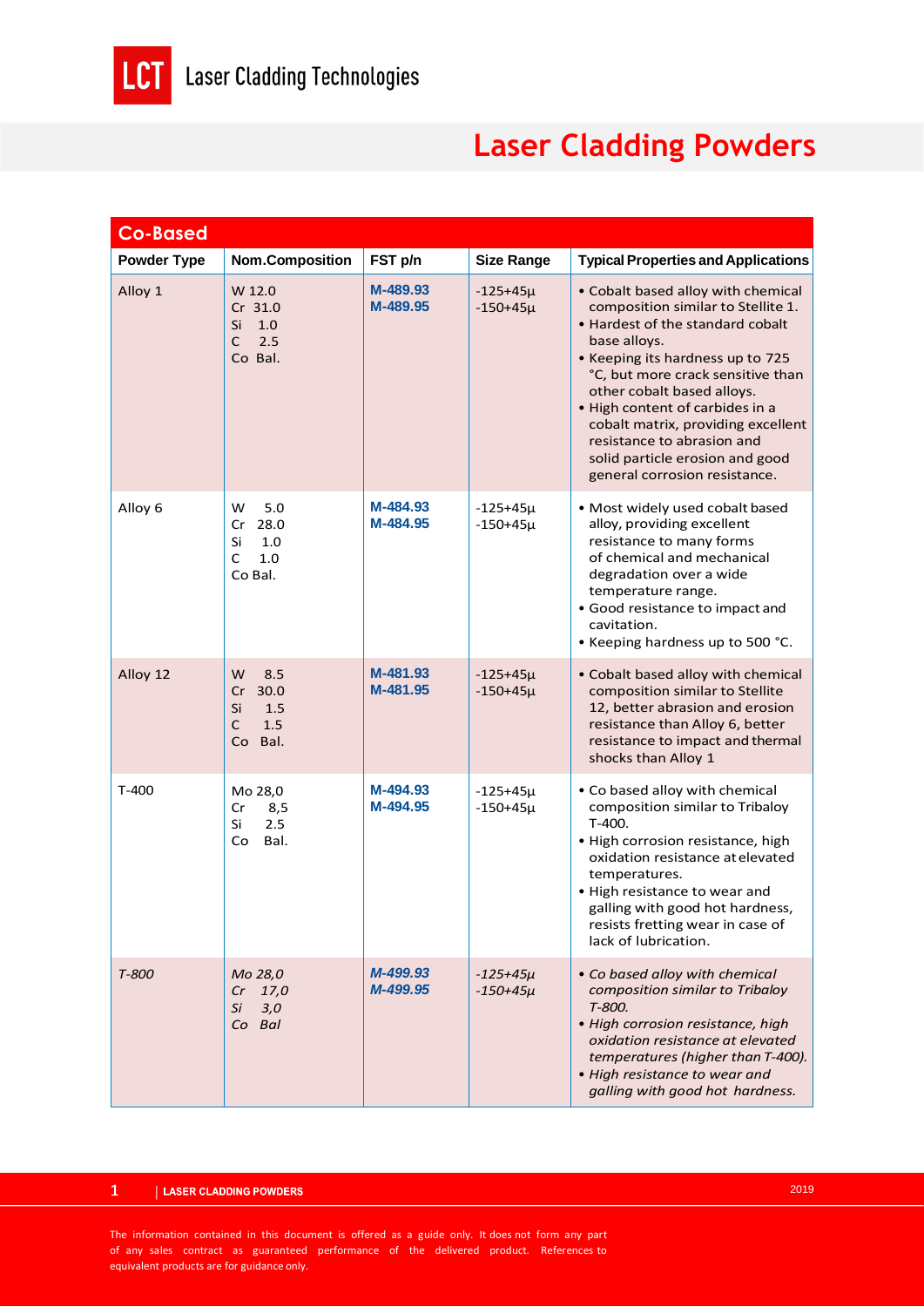LCT Laser Cladding Technologies

# Laser Cladding Powders

## Co-Based

| Powder Type | Nom.Composition | FST p/n | Size Range | Typical Properties and Applications |
|---|---|---|---|---|
| Alloy 1 | W 12.0<br>Cr 31.0<br>Si 1.0<br>C 2.5<br>Co Bal. | M-489.93<br>M-489.95 | -125+45µ<br>-150+45µ | • Cobalt based alloy with chemical composition similar to Stellite 1.<br>• Hardest of the standard cobalt base alloys.<br>• Keeping its hardness up to 725 °C, but more crack sensitive than other cobalt based alloys.<br>• High content of carbides in a cobalt matrix, providing excellent resistance to abrasion and solid particle erosion and good general corrosion resistance. |
| Alloy 6 | W 5.0<br>Cr 28.0<br>Si 1.0<br>C 1.0<br>Co Bal. | M-484.93<br>M-484.95 | -125+45µ<br>-150+45µ | • Most widely used cobalt based alloy, providing excellent resistance to many forms of chemical and mechanical degradation over a wide temperature range.<br>• Good resistance to impact and cavitation.<br>• Keeping hardness up to 500 °C. |
| Alloy 12 | W 8.5<br>Cr 30.0<br>Si 1.5<br>C 1.5<br>Co Bal. | M-481.93<br>M-481.95 | -125+45µ<br>-150+45µ | • Cobalt based alloy with chemical composition similar to Stellite 12, better abrasion and erosion resistance than Alloy 6, better resistance to impact and thermal shocks than Alloy 1 |
| T-400 | Mo 28,0<br>Cr 8,5<br>Si 2.5<br>Co Bal. | M-494.93<br>M-494.95 | -125+45µ<br>-150+45µ | • Co based alloy with chemical composition similar to Tribaloy T-400.<br>• High corrosion resistance, high oxidation resistance at elevated temperatures.<br>• High resistance to wear and galling with good hot hardness, resists fretting wear in case of lack of lubrication. |
| *T-800* | *Mo 28,0*<br>*Cr 17,0*<br>*Si 3,0*<br>*Co Bal* | *M-499.93*<br>*M-499.95* | *-125+45µ*<br>*-150+45µ* | *• Co based alloy with chemical composition similar to Tribaloy T-800.*<br>*• High corrosion resistance, high oxidation resistance at elevated temperatures (higher than T-400).*<br>*• High resistance to wear and galling with good hot hardness.* |

The information contained in this document is offered as a guide only. It does not form any part of any sales contract as guaranteed performance of the delivered product. References to equivalent products are for guidance only.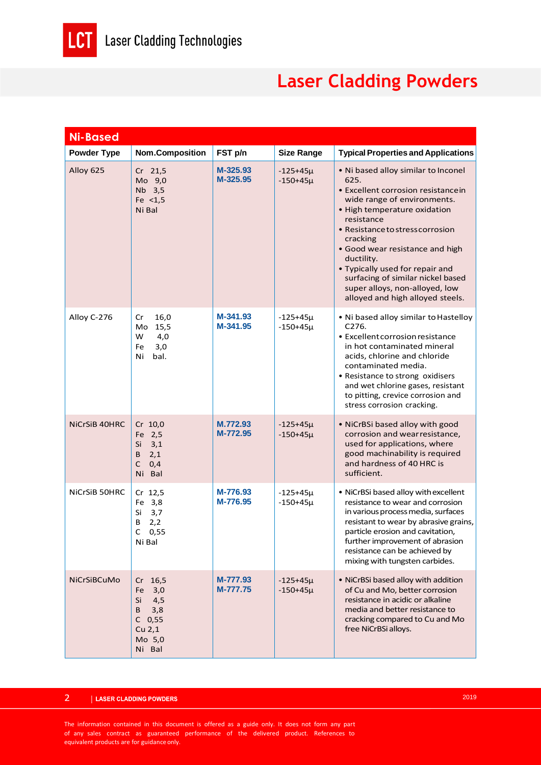# Laser Cladding Powders

| Ni-Based | | | | |
|---|---|---|---|---|
| **Powder Type** | **Nom.Composition** | **FST p/n** | **Size Range** | **Typical Properties and Applications** |
| Alloy 625 | Cr 21,5<br>Mo 9,0<br>Nb 3,5<br>Fe <1,5<br>Ni Bal | M-325.93<br>M-325.95 | -125+45µ<br>-150+45µ | • Ni based alloy similar to Inconel 625.<br>• Excellent corrosion resistance in wide range of environments.<br>• High temperature oxidation resistance<br>• Resistance to stress corrosion cracking<br>• Good wear resistance and high ductility.<br>• Typically used for repair and surfacing of similar nickel based super alloys, non-alloyed, low alloyed and high alloyed steels. |
| Alloy C-276 | Cr 16,0<br>Mo 15,5<br>W 4,0<br>Fe 3,0<br>Ni bal. | M-341.93<br>M-341.95 | -125+45µ<br>-150+45µ | • Ni based alloy similar to Hastelloy C276.<br>• Excellent corrosion resistance in hot contaminated mineral acids, chlorine and chloride contaminated media.<br>• Resistance to strong oxidisers and wet chlorine gases, resistant to pitting, crevice corrosion and stress corrosion cracking. |
| NiCrSiB 40HRC | Cr 10,0<br>Fe 2,5<br>Si 3,1<br>B 2,1<br>C 0,4<br>Ni Bal | M.772.93<br>M-772.95 | -125+45µ<br>-150+45µ | • NiCrBSi based alloy with good corrosion and wear resistance, used for applications, where good machinability is required and hardness of 40 HRC is sufficient. |
| NiCrSiB 50HRC | Cr 12,5<br>Fe 3,8<br>Si 3,7<br>B 2,2<br>C 0,55<br>Ni Bal | M-776.93<br>M-776.95 | -125+45µ<br>-150+45µ | • NiCrBSi based alloy with excellent resistance to wear and corrosion in various process media, surfaces resistant to wear by abrasive grains, particle erosion and cavitation, further improvement of abrasion resistance can be achieved by mixing with tungsten carbides. |
| NiCrSiBCuMo | Cr 16,5<br>Fe 3,0<br>Si 4,5<br>B 3,8<br>C 0,55<br>Cu 2,1<br>Mo 5,0<br>Ni Bal | M-777.93<br>M-777.75 | -125+45µ<br>-150+45µ | • NiCrBSi based alloy with addition of Cu and Mo, better corrosion resistance in acidic or alkaline media and better resistance to cracking compared to Cu and Mo free NiCrBSi alloys. |

The information contained in this document is offered as a guide only. It does not form any part of any sales contract as guaranteed performance of the delivered product. References to equivalent products are for guidance only.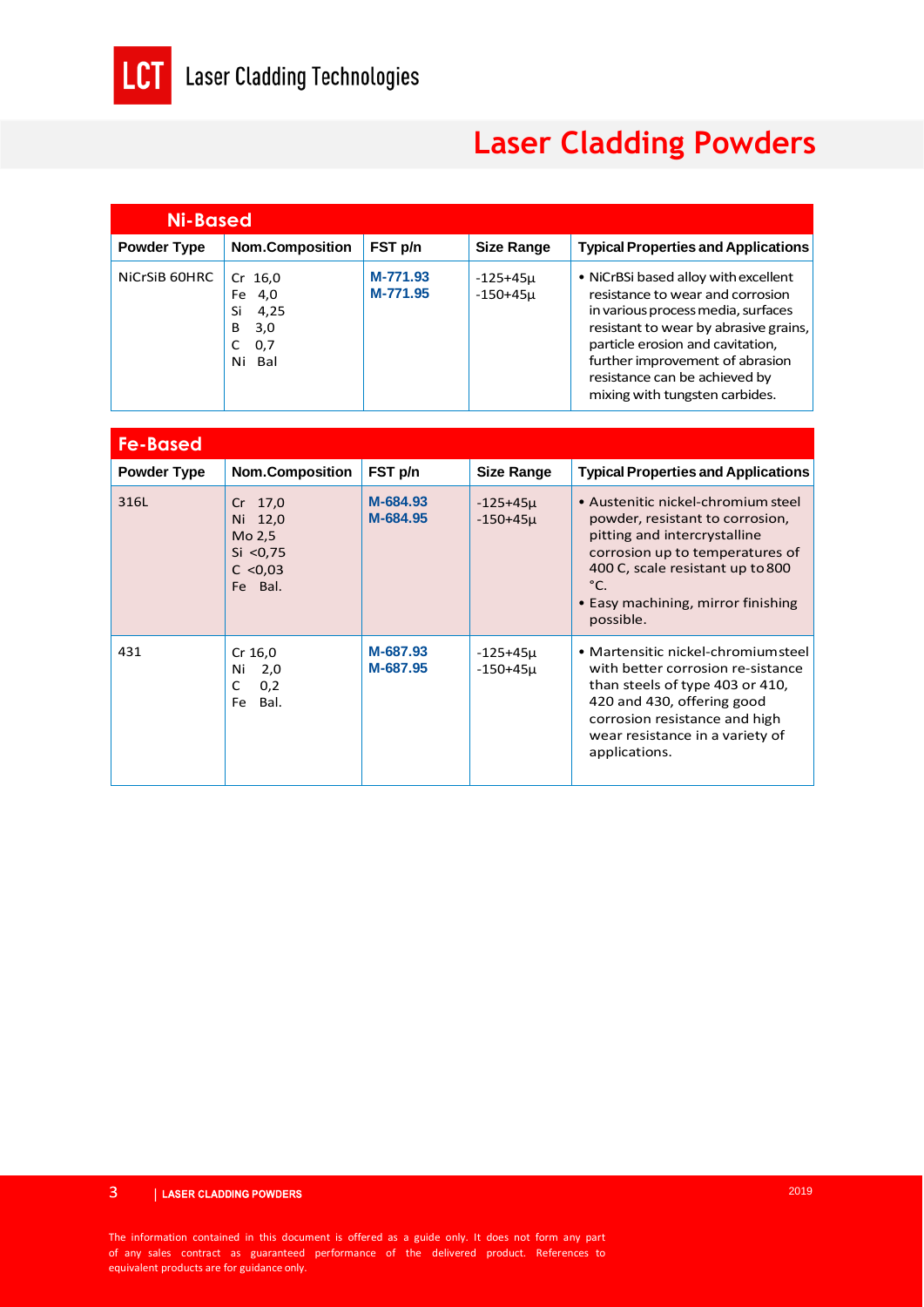# Laser Cladding Powders

## Ni-Based

| Powder Type | Nom.Composition | FST p/n | Size Range | Typical Properties and Applications |
|---|---|---|---|---|
| NiCrSiB 60HRC | Cr 16,0<br>Fe 4,0<br>Si 4,25<br>B 3,0<br>C 0,7<br>Ni Bal | M-771.93<br>M-771.95 | -125+45µ<br>-150+45µ | • NiCrBSi based alloy with excellent resistance to wear and corrosion in various process media, surfaces resistant to wear by abrasive grains, particle erosion and cavitation, further improvement of abrasion resistance can be achieved by mixing with tungsten carbides. |

## Fe-Based

| Powder Type | Nom.Composition | FST p/n | Size Range | Typical Properties and Applications |
|---|---|---|---|---|
| 316L | Cr 17,0<br>Ni 12,0<br>Mo 2,5<br>Si <0,75<br>C <0,03<br>Fe Bal. | M-684.93<br>M-684.95 | -125+45µ<br>-150+45µ | • Austenitic nickel-chromium steel powder, resistant to corrosion, pitting and intercrystalline corrosion up to temperatures of 400 C, scale resistant up to 800 °C.<br>• Easy machining, mirror finishing possible. |
| 431 | Cr 16,0<br>Ni 2,0<br>C 0,2<br>Fe Bal. | M-687.93<br>M-687.95 | -125+45µ<br>-150+45µ | • Martensitic nickel-chromium steel with better corrosion re-sistance than steels of type 403 or 410, 420 and 430, offering good corrosion resistance and high wear resistance in a variety of applications. |

The information contained in this document is offered as a guide only. It does not form any part of any sales contract as guaranteed performance of the delivered product. References to equivalent products are for guidance only.